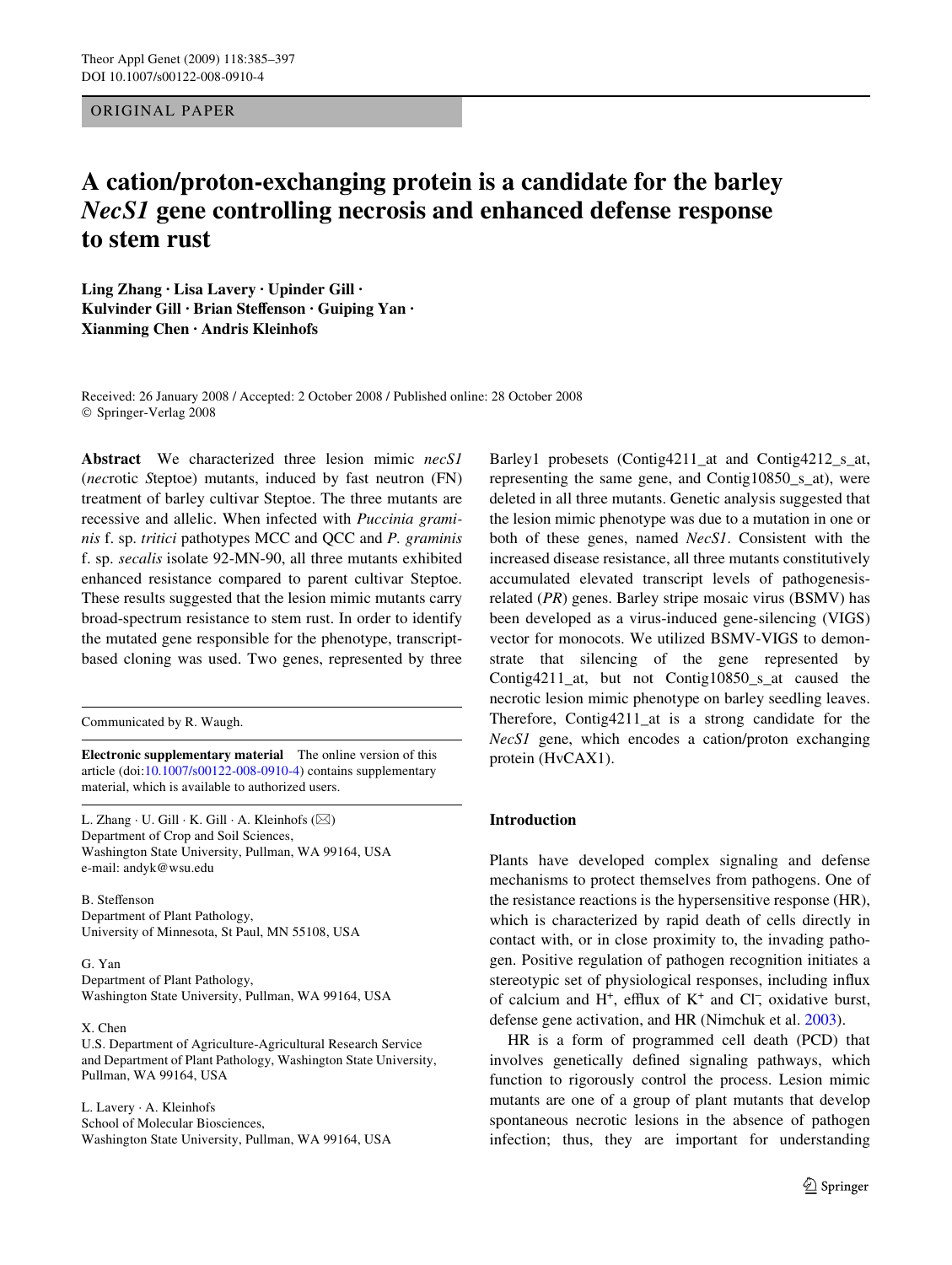ORIGINAL PAPER

# A cation/proton-exchanging protein is a candidate for the barley *NecS1* gene controlling necrosis and enhanced defense response to stem rust

**Ling Zhang · Lisa Lavery · Upinder Gill · Kulvinder Gill · Brian Steffenson · Guiping Yan · Xianming Chen · Andris Kleinhofs**

Received: 26 January 2008 / Accepted: 2 October 2008 / Published online: 28 October 2008
© Springer-Verlag 2008

**Abstract** We characterized three lesion mimic *necS1* (*nec*rotic *S*teptoe) mutants, induced by fast neutron (FN) treatment of barley cultivar Steptoe. The three mutants are recessive and allelic. When infected with *Puccinia graminis* f. sp. *tritici* pathotypes MCC and QCC and *P. graminis* f. sp. *secalis* isolate 92-MN-90, all three mutants exhibited enhanced resistance compared to parent cultivar Steptoe. These results suggested that the lesion mimic mutants carry broad-spectrum resistance to stem rust. In order to identify the mutated gene responsible for the phenotype, transcript-based cloning was used. Two genes, represented by three Barley1 probesets (Contig4211_at and Contig4212_s_at, representing the same gene, and Contig10850_s_at), were deleted in all three mutants. Genetic analysis suggested that the lesion mimic phenotype was due to a mutation in one or both of these genes, named *NecS1*. Consistent with the increased disease resistance, all three mutants constitutively accumulated elevated transcript levels of pathogenesis-related (*PR*) genes. Barley stripe mosaic virus (BSMV) has been developed as a virus-induced gene-silencing (VIGS) vector for monocots. We utilized BSMV-VIGS to demonstrate that silencing of the gene represented by Contig4211_at, but not Contig10850_s_at caused the necrotic lesion mimic phenotype on barley seedling leaves. Therefore, Contig4211_at is a strong candidate for the *NecS1* gene, which encodes a cation/proton exchanging protein (HvCAX1).

Communicated by R. Waugh.

**Electronic supplementary material** The online version of this article (doi:10.1007/s00122-008-0910-4) contains supplementary material, which is available to authorized users.

L. Zhang · U. Gill · K. Gill · A. Kleinhofs (✉)
Department of Crop and Soil Sciences,
Washington State University, Pullman, WA 99164, USA
e-mail: andyk@wsu.edu

B. Steffenson
Department of Plant Pathology,
University of Minnesota, St Paul, MN 55108, USA

G. Yan
Department of Plant Pathology,
Washington State University, Pullman, WA 99164, USA

X. Chen
U.S. Department of Agriculture-Agricultural Research Service
and Department of Plant Pathology, Washington State University,
Pullman, WA 99164, USA

L. Lavery · A. Kleinhofs
School of Molecular Biosciences,
Washington State University, Pullman, WA 99164, USA

## Introduction

Plants have developed complex signaling and defense mechanisms to protect themselves from pathogens. One of the resistance reactions is the hypersensitive response (HR), which is characterized by rapid death of cells directly in contact with, or in close proximity to, the invading pathogen. Positive regulation of pathogen recognition initiates a stereotypic set of physiological responses, including influx of calcium and $H^+$, efflux of $K^+$ and $Cl^-$, oxidative burst, defense gene activation, and HR (Nimchuk et al. 2003).

HR is a form of programmed cell death (PCD) that involves genetically defined signaling pathways, which function to rigorously control the process. Lesion mimic mutants are one of a group of plant mutants that develop spontaneous necrotic lesions in the absence of pathogen infection; thus, they are important for understanding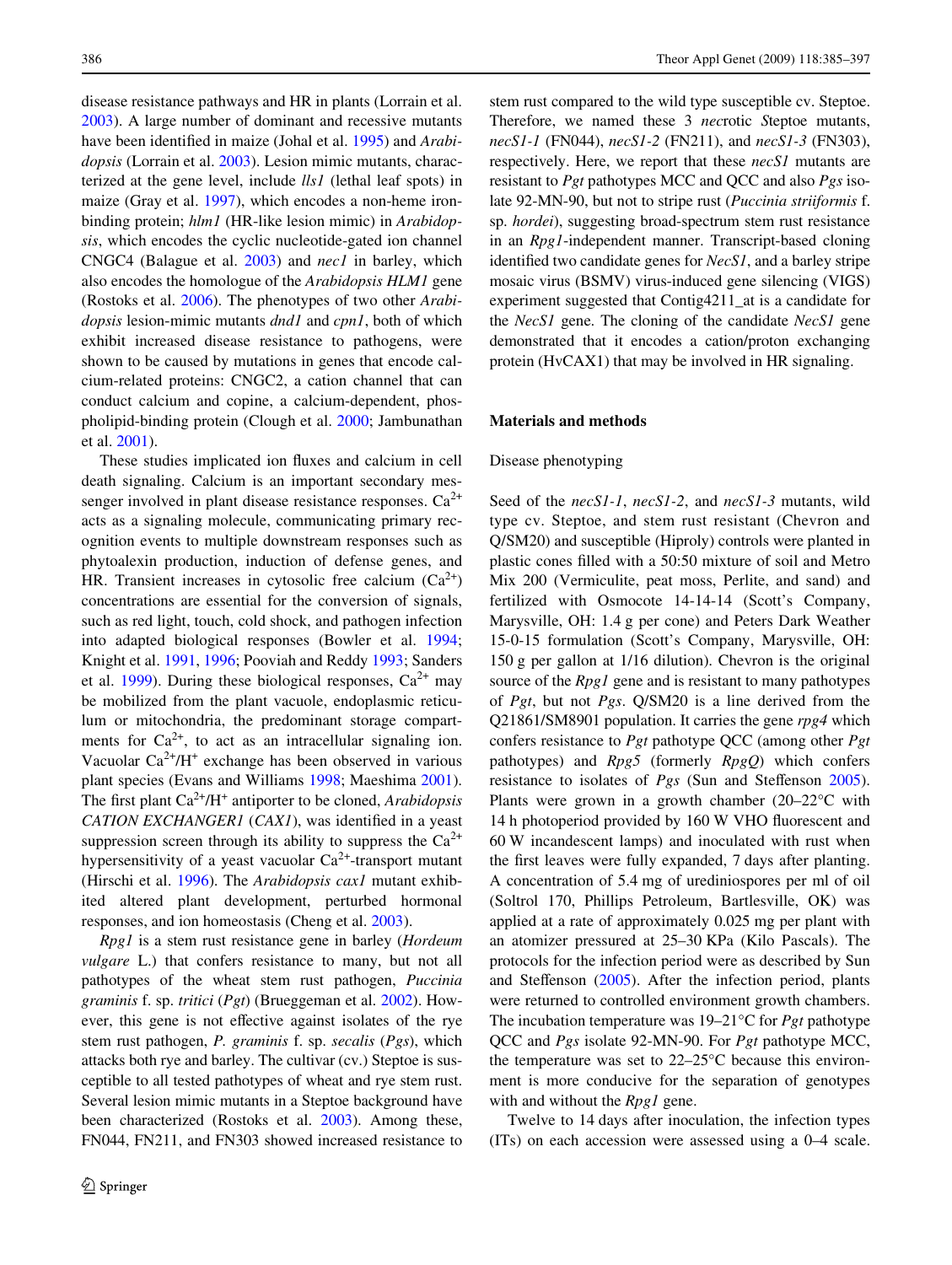disease resistance pathways and HR in plants (Lorrain et al. 2003). A large number of dominant and recessive mutants have been identified in maize (Johal et al. 1995) and *Arabidopsis* (Lorrain et al. 2003). Lesion mimic mutants, characterized at the gene level, include *lls1* (lethal leaf spots) in maize (Gray et al. 1997), which encodes a non-heme iron-binding protein; *hlm1* (HR-like lesion mimic) in *Arabidopsis*, which encodes the cyclic nucleotide-gated ion channel CNGC4 (Balague et al. 2003) and *nec1* in barley, which also encodes the homologue of the *Arabidopsis HLM1* gene (Rostoks et al. 2006). The phenotypes of two other *Arabidopsis* lesion-mimic mutants *dnd1* and *cpn1*, both of which exhibit increased disease resistance to pathogens, were shown to be caused by mutations in genes that encode calcium-related proteins: CNGC2, a cation channel that can conduct calcium and copine, a calcium-dependent, phospholipid-binding protein (Clough et al. 2000; Jambunathan et al. 2001).

These studies implicated ion fluxes and calcium in cell death signaling. Calcium is an important secondary messenger involved in plant disease resistance responses. $Ca^{2+}$ acts as a signaling molecule, communicating primary recognition events to multiple downstream responses such as phytoalexin production, induction of defense genes, and HR. Transient increases in cytosolic free calcium ($Ca^{2+}$) concentrations are essential for the conversion of signals, such as red light, touch, cold shock, and pathogen infection into adapted biological responses (Bowler et al. 1994; Knight et al. 1991, 1996; Pooviah and Reddy 1993; Sanders et al. 1999). During these biological responses, $Ca^{2+}$ may be mobilized from the plant vacuole, endoplasmic reticulum or mitochondria, the predominant storage compartments for $Ca^{2+}$, to act as an intracellular signaling ion. Vacuolar $Ca^{2+}/H^{+}$ exchange has been observed in various plant species (Evans and Williams 1998; Maeshima 2001). The first plant $Ca^{2+}/H^{+}$ antiporter to be cloned, *Arabidopsis CATION EXCHANGER1* (*CAX1*), was identified in a yeast suppression screen through its ability to suppress the $Ca^{2+}$ hypersensitivity of a yeast vacuolar $Ca^{2+}$-transport mutant (Hirschi et al. 1996). The *Arabidopsis cax1* mutant exhibited altered plant development, perturbed hormonal responses, and ion homeostasis (Cheng et al. 2003).

*Rpg1* is a stem rust resistance gene in barley (*Hordeum vulgare* L.) that confers resistance to many, but not all pathotypes of the wheat stem rust pathogen, *Puccinia graminis* f. sp. *tritici* (*Pgt*) (Brueggeman et al. 2002). However, this gene is not effective against isolates of the rye stem rust pathogen, *P. graminis* f. sp. *secalis* (*Pgs*), which attacks both rye and barley. The cultivar (cv.) Steptoe is susceptible to all tested pathotypes of wheat and rye stem rust. Several lesion mimic mutants in a Steptoe background have been characterized (Rostoks et al. 2003). Among these, FN044, FN211, and FN303 showed increased resistance to stem rust compared to the wild type susceptible cv. Steptoe. Therefore, we named these 3 *nec*rotic *S*teptoe mutants, *necS1-1* (FN044), *necS1-2* (FN211), and *necS1-3* (FN303), respectively. Here, we report that these *necS1* mutants are resistant to *Pgt* pathotypes MCC and QCC and also *Pgs* isolate 92-MN-90, but not to stripe rust (*Puccinia striiformis* f. sp. *hordei*), suggesting broad-spectrum stem rust resistance in an *Rpg1*-independent manner. Transcript-based cloning identified two candidate genes for *NecS1*, and a barley stripe mosaic virus (BSMV) virus-induced gene silencing (VIGS) experiment suggested that Contig4211_at is a candidate for the *NecS1* gene. The cloning of the candidate *NecS1* gene demonstrated that it encodes a cation/proton exchanging protein (HvCAX1) that may be involved in HR signaling.

## Materials and methods

### Disease phenotyping

Seed of the *necS1-1*, *necS1-2*, and *necS1-3* mutants, wild type cv. Steptoe, and stem rust resistant (Chevron and Q/SM20) and susceptible (Hiproly) controls were planted in plastic cones filled with a 50:50 mixture of soil and Metro Mix 200 (Vermiculite, peat moss, Perlite, and sand) and fertilized with Osmocote 14-14-14 (Scott's Company, Marysville, OH: 1.4 g per cone) and Peters Dark Weather 15-0-15 formulation (Scott's Company, Marysville, OH: 150 g per gallon at 1/16 dilution). Chevron is the original source of the *Rpg1* gene and is resistant to many pathotypes of *Pgt*, but not *Pgs*. Q/SM20 is a line derived from the Q21861/SM8901 population. It carries the gene *rpg4* which confers resistance to *Pgt* pathotype QCC (among other *Pgt* pathotypes) and *Rpg5* (formerly *RpgQ*) which confers resistance to isolates of *Pgs* (Sun and Steffenson 2005). Plants were grown in a growth chamber (20–22°C with 14 h photoperiod provided by 160 W VHO fluorescent and 60 W incandescent lamps) and inoculated with rust when the first leaves were fully expanded, 7 days after planting. A concentration of 5.4 mg of urediniospores per ml of oil (Soltrol 170, Phillips Petroleum, Bartlesville, OK) was applied at a rate of approximately 0.025 mg per plant with an atomizer pressured at 25–30 KPa (Kilo Pascals). The protocols for the infection period were as described by Sun and Steffenson (2005). After the infection period, plants were returned to controlled environment growth chambers. The incubation temperature was 19–21°C for *Pgt* pathotype QCC and *Pgs* isolate 92-MN-90. For *Pgt* pathotype MCC, the temperature was set to 22–25°C because this environment is more conducive for the separation of genotypes with and without the *Rpg1* gene.

Twelve to 14 days after inoculation, the infection types (ITs) on each accession were assessed using a 0–4 scale.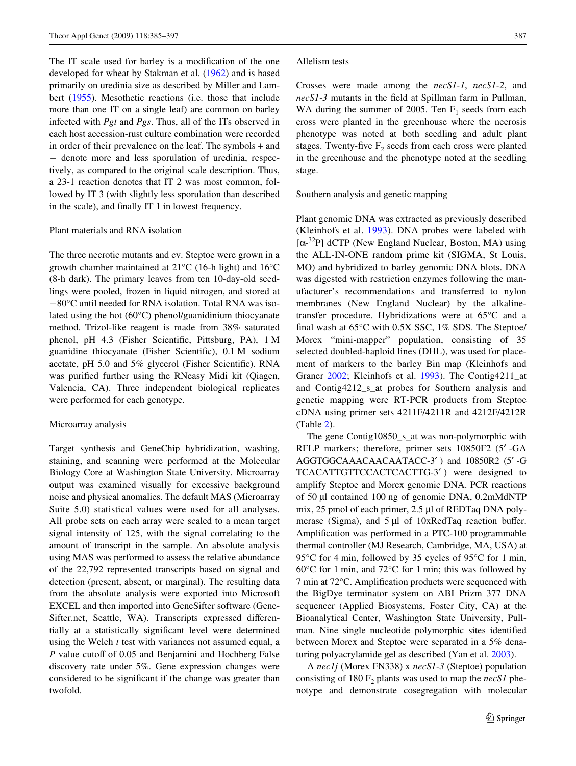The IT scale used for barley is a modification of the one developed for wheat by Stakman et al. (1962) and is based primarily on uredinia size as described by Miller and Lambert (1955). Mesothetic reactions (i.e. those that include more than one IT on a single leaf) are common on barley infected with *Pgt* and *Pgs*. Thus, all of the ITs observed in each host accession-rust culture combination were recorded in order of their prevalence on the leaf. The symbols + and − denote more and less sporulation of uredinia, respectively, as compared to the original scale description. Thus, a 23-1 reaction denotes that IT 2 was most common, followed by IT 3 (with slightly less sporulation than described in the scale), and finally IT 1 in lowest frequency.

### Plant materials and RNA isolation

The three necrotic mutants and cv. Steptoe were grown in a growth chamber maintained at 21°C (16-h light) and 16°C (8-h dark). The primary leaves from ten 10-day-old seedlings were pooled, frozen in liquid nitrogen, and stored at −80°C until needed for RNA isolation. Total RNA was isolated using the hot (60°C) phenol/guanidinium thiocyanate method. Trizol-like reagent is made from 38% saturated phenol, pH 4.3 (Fisher Scientific, Pittsburg, PA), 1 M guanidine thiocyanate (Fisher Scientific), 0.1 M sodium acetate, pH 5.0 and 5% glycerol (Fisher Scientific). RNA was purified further using the RNeasy Midi kit (Qiagen, Valencia, CA). Three independent biological replicates were performed for each genotype.

### Microarray analysis

Target synthesis and GeneChip hybridization, washing, staining, and scanning were performed at the Molecular Biology Core at Washington State University. Microarray output was examined visually for excessive background noise and physical anomalies. The default MAS (Microarray Suite 5.0) statistical values were used for all analyses. All probe sets on each array were scaled to a mean target signal intensity of 125, with the signal correlating to the amount of transcript in the sample. An absolute analysis using MAS was performed to assess the relative abundance of the 22,792 represented transcripts based on signal and detection (present, absent, or marginal). The resulting data from the absolute analysis were exported into Microsoft EXCEL and then imported into GeneSifter software (GeneSifter.net, Seattle, WA). Transcripts expressed differentially at a statistically significant level were determined using the Welch *t* test with variances not assumed equal, a *P* value cutoff of 0.05 and Benjamini and Hochberg False discovery rate under 5%. Gene expression changes were considered to be significant if the change was greater than twofold.

### Allelism tests

Crosses were made among the *necS1-1*, *necS1-2*, and *necS1-3* mutants in the field at Spillman farm in Pullman, WA during the summer of 2005. Ten $F_1$ seeds from each cross were planted in the greenhouse where the necrosis phenotype was noted at both seedling and adult plant stages. Twenty-five $F_2$ seeds from each cross were planted in the greenhouse and the phenotype noted at the seedling stage.

### Southern analysis and genetic mapping

Plant genomic DNA was extracted as previously described (Kleinhofs et al. 1993). DNA probes were labeled with [$\alpha$-$^{32}$P] dCTP (New England Nuclear, Boston, MA) using the ALL-IN-ONE random prime kit (SIGMA, St Louis, MO) and hybridized to barley genomic DNA blots. DNA was digested with restriction enzymes following the manufacturer's recommendations and transferred to nylon membranes (New England Nuclear) by the alkaline-transfer procedure. Hybridizations were at 65°C and a final wash at 65°C with 0.5X SSC, 1% SDS. The Steptoe/Morex "mini-mapper" population, consisting of 35 selected doubled-haploid lines (DHL), was used for placement of markers to the barley Bin map (Kleinhofs and Graner 2002; Kleinhofs et al. 1993). The Contig4211_at and Contig4212_s_at probes for Southern analysis and genetic mapping were RT-PCR products from Steptoe cDNA using primer sets 4211F/4211R and 4212F/4212R (Table 2).

The gene Contig10850_s_at was non-polymorphic with RFLP markers; therefore, primer sets 10850F2 (5′-GA AGGTGGCAAACAACAATACC-3′) and 10850R2 (5′-G TCACATTGTTCCACTCACTTG-3′) were designed to amplify Steptoe and Morex genomic DNA. PCR reactions of 50 µl contained 100 ng of genomic DNA, 0.2mMdNTP mix, 25 pmol of each primer, 2.5 µl of REDTaq DNA polymerase (Sigma), and 5 µl of 10xRedTaq reaction buffer. Amplification was performed in a PTC-100 programmable thermal controller (MJ Research, Cambridge, MA, USA) at 95°C for 4 min, followed by 35 cycles of 95°C for 1 min, 60°C for 1 min, and 72°C for 1 min; this was followed by 7 min at 72°C. Amplification products were sequenced with the BigDye terminator system on ABI Prizm 377 DNA sequencer (Applied Biosystems, Foster City, CA) at the Bioanalytical Center, Washington State University, Pullman. Nine single nucleotide polymorphic sites identified between Morex and Steptoe were separated in a 5% denaturing polyacrylamide gel as described (Yan et al. 2003).

A *nec1j* (Morex FN338) x *necS1-3* (Steptoe) population consisting of 180 $F_2$ plants was used to map the *necS1* phenotype and demonstrate cosegregation with molecular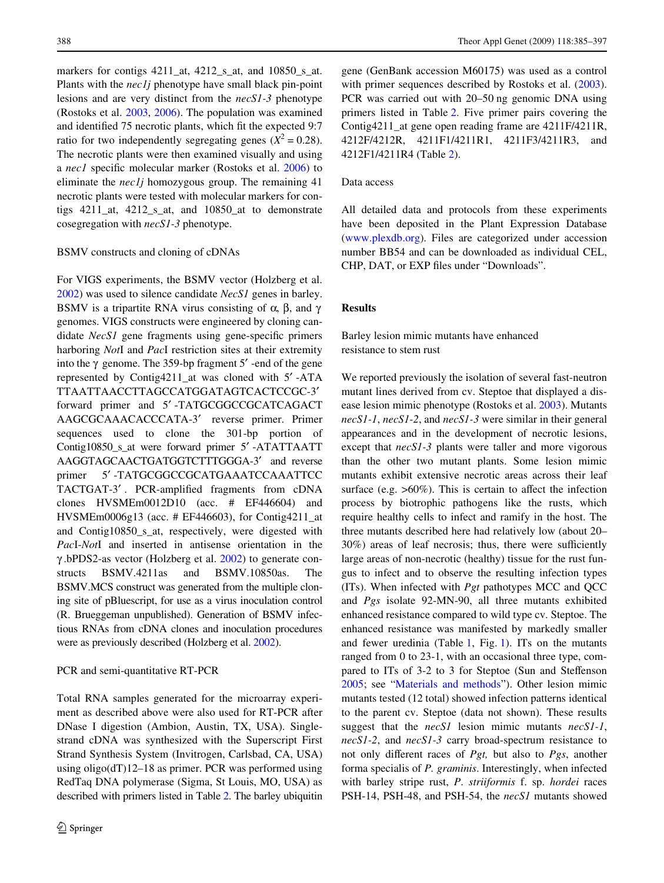markers for contigs 4211_at, 4212_s_at, and 10850_s_at. Plants with the *nec1j* phenotype have small black pin-point lesions and are very distinct from the *necS1-3* phenotype (Rostoks et al. 2003, 2006). The population was examined and identified 75 necrotic plants, which fit the expected 9:7 ratio for two independently segregating genes ($X^2 = 0.28$). The necrotic plants were then examined visually and using a *nec1* specific molecular marker (Rostoks et al. 2006) to eliminate the *nec1j* homozygous group. The remaining 41 necrotic plants were tested with molecular markers for contigs 4211_at, 4212_s_at, and 10850_at to demonstrate cosegregation with *necS1-3* phenotype.

### BSMV constructs and cloning of cDNAs

For VIGS experiments, the BSMV vector (Holzberg et al. 2002) was used to silence candidate *NecS1* genes in barley. BSMV is a tripartite RNA virus consisting of α, β, and γ genomes. VIGS constructs were engineered by cloning candidate *NecS1* gene fragments using gene-specific primers harboring *Not*I and *Pac*I restriction sites at their extremity into the γ genome. The 359-bp fragment 5′-end of the gene represented by Contig4211_at was cloned with 5′-ATATTAATTAACCTTAGCCATGGATAGTCACTCCGC-3′ forward primer and 5′-TATGCGGCCGCATCAGACTAAGCGCAAACACCCATA-3′ reverse primer. Primer sequences used to clone the 301-bp portion of Contig10850_s_at were forward primer 5′-ATATTAATTAAGGTAGCAACTGATGGTCTTTGGGA-3′ and reverse primer 5′-TATGCGGCCGCATGAAATCCAAATTCCTACTGAT-3′. PCR-amplified fragments from cDNA clones HVSMEm0012D10 (acc. # EF446604) and HVSMEm0006g13 (acc. # EF446603), for Contig4211_at and Contig10850_s_at, respectively, were digested with *Pac*I-*Not*I and inserted in antisense orientation in the γ.bPDS2-as vector (Holzberg et al. 2002) to generate constructs BSMV.4211as and BSMV.10850as. The BSMV.MCS construct was generated from the multiple cloning site of pBluescript, for use as a virus inoculation control (R. Brueggeman unpublished). Generation of BSMV infectious RNAs from cDNA clones and inoculation procedures were as previously described (Holzberg et al. 2002).

### PCR and semi-quantitative RT-PCR

Total RNA samples generated for the microarray experiment as described above were also used for RT-PCR after DNase I digestion (Ambion, Austin, TX, USA). Single-strand cDNA was synthesized with the Superscript First Strand Synthesis System (Invitrogen, Carlsbad, CA, USA) using oligo(dT)12–18 as primer. PCR was performed using RedTaq DNA polymerase (Sigma, St Louis, MO, USA) as described with primers listed in Table 2. The barley ubiquitin gene (GenBank accession M60175) was used as a control with primer sequences described by Rostoks et al. (2003). PCR was carried out with 20–50 ng genomic DNA using primers listed in Table 2. Five primer pairs covering the Contig4211_at gene open reading frame are 4211F/4211R, 4212F/4212R, 4211F1/4211R1, 4211F3/4211R3, and 4212F1/4211R4 (Table 2).

### Data access

All detailed data and protocols from these experiments have been deposited in the Plant Expression Database (www.plexdb.org). Files are categorized under accession number BB54 and can be downloaded as individual CEL, CHP, DAT, or EXP files under "Downloads".

## Results

### Barley lesion mimic mutants have enhanced resistance to stem rust

We reported previously the isolation of several fast-neutron mutant lines derived from cv. Steptoe that displayed a disease lesion mimic phenotype (Rostoks et al. 2003). Mutants *necS1-1*, *necS1-2*, and *necS1-3* were similar in their general appearances and in the development of necrotic lesions, except that *necS1-3* plants were taller and more vigorous than the other two mutant plants. Some lesion mimic mutants exhibit extensive necrotic areas across their leaf surface (e.g. >60%). This is certain to affect the infection process by biotrophic pathogens like the rusts, which require healthy cells to infect and ramify in the host. The three mutants described here had relatively low (about 20–30%) areas of leaf necrosis; thus, there were sufficiently large areas of non-necrotic (healthy) tissue for the rust fungus to infect and to observe the resulting infection types (ITs). When infected with *Pgt* pathotypes MCC and QCC and *Pgs* isolate 92-MN-90, all three mutants exhibited enhanced resistance compared to wild type cv. Steptoe. The enhanced resistance was manifested by markedly smaller and fewer uredinia (Table 1, Fig. 1). ITs on the mutants ranged from 0 to 23-1, with an occasional three type, compared to ITs of 3-2 to 3 for Steptoe (Sun and Steffenson 2005; see "Materials and methods"). Other lesion mimic mutants tested (12 total) showed infection patterns identical to the parent cv. Steptoe (data not shown). These results suggest that the *necS1* lesion mimic mutants *necS1-1*, *necS1-2*, and *necS1-3* carry broad-spectrum resistance to not only different races of *Pgt,* but also to *Pgs*, another forma specialis of *P. graminis*. Interestingly, when infected with barley stripe rust, *P. striiformis* f. sp. *hordei* races PSH-14, PSH-48, and PSH-54, the *necS1* mutants showed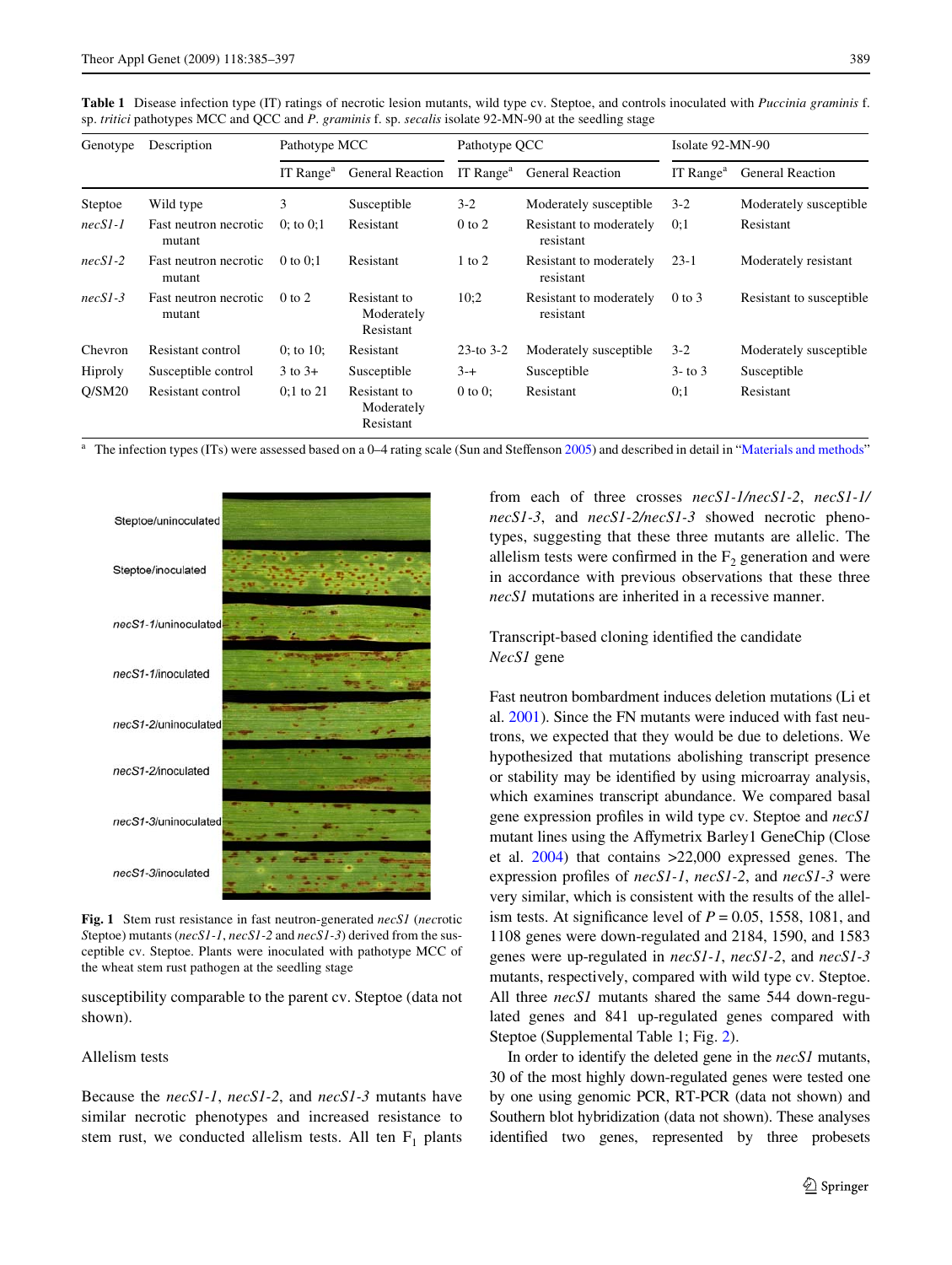**Table 1** Disease infection type (IT) ratings of necrotic lesion mutants, wild type cv. Steptoe, and controls inoculated with *Puccinia graminis* f. sp. *tritici* pathotypes MCC and QCC and *P. graminis* f. sp. *secalis* isolate 92-MN-90 at the seedling stage

| Genotype | Description | Pathotype MCC | | Pathotype QCC | | Isolate 92-MN-90 | |
|---|---|---|---|---|---|---|---|
| | | IT Range[a] | General Reaction | IT Range[a] | General Reaction | IT Range[a] | General Reaction |
| Steptoe | Wild type | 3 | Susceptible | 3-2 | Moderately susceptible | 3-2 | Moderately susceptible |
| *necS1-1* | Fast neutron necrotic mutant | 0; to 0;1 | Resistant | 0 to 2 | Resistant to moderately resistant | 0;1 | Resistant |
| *necS1-2* | Fast neutron necrotic mutant | 0 to 0;1 | Resistant | 1 to 2 | Resistant to moderately resistant | 23-1 | Moderately resistant |
| *necS1-3* | Fast neutron necrotic mutant | 0 to 2 | Resistant to Moderately Resistant | 10;2 | Resistant to moderately resistant | 0 to 3 | Resistant to susceptible |
| Chevron | Resistant control | 0; to 10; | Resistant | 23-to 3-2 | Moderately susceptible | 3-2 | Moderately susceptible |
| Hiproly | Susceptible control | 3 to 3+ | Susceptible | 3-+ | Susceptible | 3- to 3 | Susceptible |
| Q/SM20 | Resistant control | 0;1 to 21 | Resistant to Moderately Resistant | 0 to 0; | Resistant | 0;1 | Resistant |

[a] The infection types (ITs) were assessed based on a 0–4 rating scale (Sun and Steffenson 2005) and described in detail in "Materials and methods"

**Fig. 1** Stem rust resistance in fast neutron-generated *necS1* (*nec*rotic *S*teptoe) mutants (*necS1-1*, *necS1-2* and *necS1-3*) derived from the susceptible cv. Steptoe. Plants were inoculated with pathotype MCC of the wheat stem rust pathogen at the seedling stage

susceptibility comparable to the parent cv. Steptoe (data not shown).

## Allelism tests

Because the *necS1-1*, *necS1-2*, and *necS1-3* mutants have similar necrotic phenotypes and increased resistance to stem rust, we conducted allelism tests. All ten $F_1$ plants from each of three crosses *necS1-1/necS1-2*, *necS1-1/necS1-3*, and *necS1-2/necS1-3* showed necrotic phenotypes, suggesting that these three mutants are allelic. The allelism tests were confirmed in the $F_2$ generation and were in accordance with previous observations that these three *necS1* mutations are inherited in a recessive manner.

## Transcript-based cloning identified the candidate *NecS1* gene

Fast neutron bombardment induces deletion mutations (Li et al. 2001). Since the FN mutants were induced with fast neutrons, we expected that they would be due to deletions. We hypothesized that mutations abolishing transcript presence or stability may be identified by using microarray analysis, which examines transcript abundance. We compared basal gene expression profiles in wild type cv. Steptoe and *necS1* mutant lines using the Affymetrix Barley1 GeneChip (Close et al. 2004) that contains >22,000 expressed genes. The expression profiles of *necS1-1*, *necS1-2*, and *necS1-3* were very similar, which is consistent with the results of the allelism tests. At significance level of $P = 0.05$, 1558, 1081, and 1108 genes were down-regulated and 2184, 1590, and 1583 genes were up-regulated in *necS1-1*, *necS1-2*, and *necS1-3* mutants, respectively, compared with wild type cv. Steptoe. All three *necS1* mutants shared the same 544 down-regulated genes and 841 up-regulated genes compared with Steptoe (Supplemental Table 1; Fig. 2).

In order to identify the deleted gene in the *necS1* mutants, 30 of the most highly down-regulated genes were tested one by one using genomic PCR, RT-PCR (data not shown) and Southern blot hybridization (data not shown). These analyses identified two genes, represented by three probesets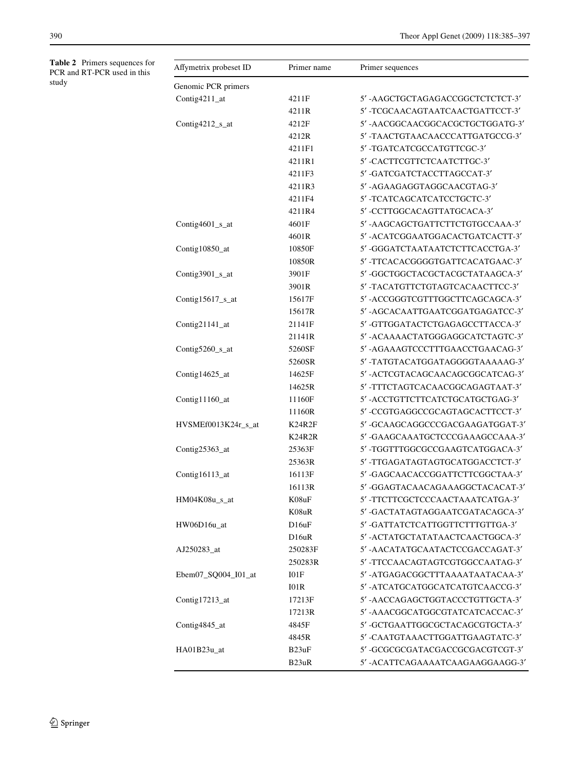**Table 2** Primers sequences for PCR and RT-PCR used in this study

| Affymetrix probeset ID | Primer name | Primer sequences |
|---|---|---|
| Genomic PCR primers | | |
| Contig4211_at | 4211F | 5′-AAGCTGCTAGAGACCGGCTCTCTCT-3′ |
| | 4211R | 5′-TCGCAACAGTAATCAACTGATTCCT-3′ |
| Contig4212_s_at | 4212F | 5′-AACGGCAACGGCACGCTGCTGGATG-3′ |
| | 4212R | 5′-TAACTGTAACAACCCATTGATGCCG-3′ |
| | 4211F1 | 5′-TGATCATCGCCATGTTCGC-3′ |
| | 4211R1 | 5′-CACTTCGTTCTCAATCTTGC-3′ |
| | 4211F3 | 5′-GATCGATCTACCTTAGCCAT-3′ |
| | 4211R3 | 5′-AGAAGAGGTAGGCAACGTAG-3′ |
| | 4211F4 | 5′-TCATCAGCATCATCCTGCTC-3′ |
| | 4211R4 | 5′-CCTTGGCACAGTTATGCACA-3′ |
| Contig4601_s_at | 4601F | 5′-AAGCAGCTGATTCTTCTGTGCCAAA-3′ |
| | 4601R | 5′-ACATCGGAATGGACACTGATCACTT-3′ |
| Contig10850_at | 10850F | 5′-GGGATCTAATAATCTCTTCACCTGA-3′ |
| | 10850R | 5′-TTCACACGGGGTGATTCACATGAAC-3′ |
| Contig3901_s_at | 3901F | 5′-GGCTGGCTACGCTACGCTATAAGCA-3′ |
| | 3901R | 5′-TACATGTTCTGTAGTCACAACTTCC-3′ |
| Contig15617_s_at | 15617F | 5′-ACCGGGTCGTTTGGCTTCAGCAGCA-3′ |
| | 15617R | 5′-AGCACAATTGAATCGGATGAGATCC-3′ |
| Contig21141_at | 21141F | 5′-GTTGGATACTCTGAGAGCCTTACCA-3′ |
| | 21141R | 5′-ACAAAACTATGGGAGGCATCTAGTC-3′ |
| Contig5260_s_at | 5260SF | 5′-AGAAAGTCCCTTTGAACCTGAACAG-3′ |
| | 5260SR | 5′-TATGTACATGGATAGGGGTAAAAAG-3′ |
| Contig14625_at | 14625F | 5′-ACTCGTACAGCAACAGCGGCATCAG-3′ |
| | 14625R | 5′-TTTCTAGTCACAACGGCAGAGTAAT-3′ |
| Contig11160_at | 11160F | 5′-ACCTGTTCTTCATCTGCATGCTGAG-3′ |
| | 11160R | 5′-CCGTGAGGCCGCAGTAGCACTTCCT-3′ |
| HVSMEf0013K24r_s_at | K24R2F | 5′-GCAAGCAGGCCCGACGAAGATGGAT-3′ |
| | K24R2R | 5′-GAAGCAAATGCTCCCGAAAGCCAAA-3′ |
| Contig25363_at | 25363F | 5′-TGGTTTGGCGCCGAAGTCATGGACA-3′ |
| | 25363R | 5′-TTGAGATAGTAGTGCATGGACCTCT-3′ |
| Contig16113_at | 16113F | 5′-GAGCAACACCGGATTCTTCGGCTAA-3′ |
| | 16113R | 5′-GGAGTACAACAGAAAGGCTACACAT-3′ |
| HM04K08u_s_at | K08uF | 5′-TTCTTCGCTCCCAACTAAATCATGA-3′ |
| | K08uR | 5′-GACTATAGTAGGAATCGATACAGCA-3′ |
| HW06D16u_at | D16uF | 5′-GATTATCTCATTGGTTCTTTGTTGA-3′ |
| | D16uR | 5′-ACTATGCTATATAACTCAACTGGCA-3′ |
| AJ250283_at | 250283F | 5′-AACATATGCAATACTCCGACCAGAT-3′ |
| | 250283R | 5′-TTCCAACAGTAGTCGTGGCCAATAG-3′ |
| Ebem07_SQ004_I01_at | I01F | 5′-ATGAGACGGCTTTAAAATAATACAA-3′ |
| | I01R | 5′-ATCATGCATGGCATCATGTCAACCG-3′ |
| Contig17213_at | 17213F | 5′-AACCAGAGCTGGTACCCTGTTGCTA-3′ |
| | 17213R | 5′-AAACGGCATGGCGTATCATCACCAC-3′ |
| Contig4845_at | 4845F | 5′-GCTGAATTGGCGCTACAGCGTGCTA-3′ |
| | 4845R | 5′-CAATGTAAACTTGGATTGAAGTATC-3′ |
| HA01B23u_at | B23uF | 5′-GCGCGCGATACGACCGCGACGTCGT-3′ |
| | B23uR | 5′-ACATTCAGAAAATCAAGAAGGAAGG-3′ |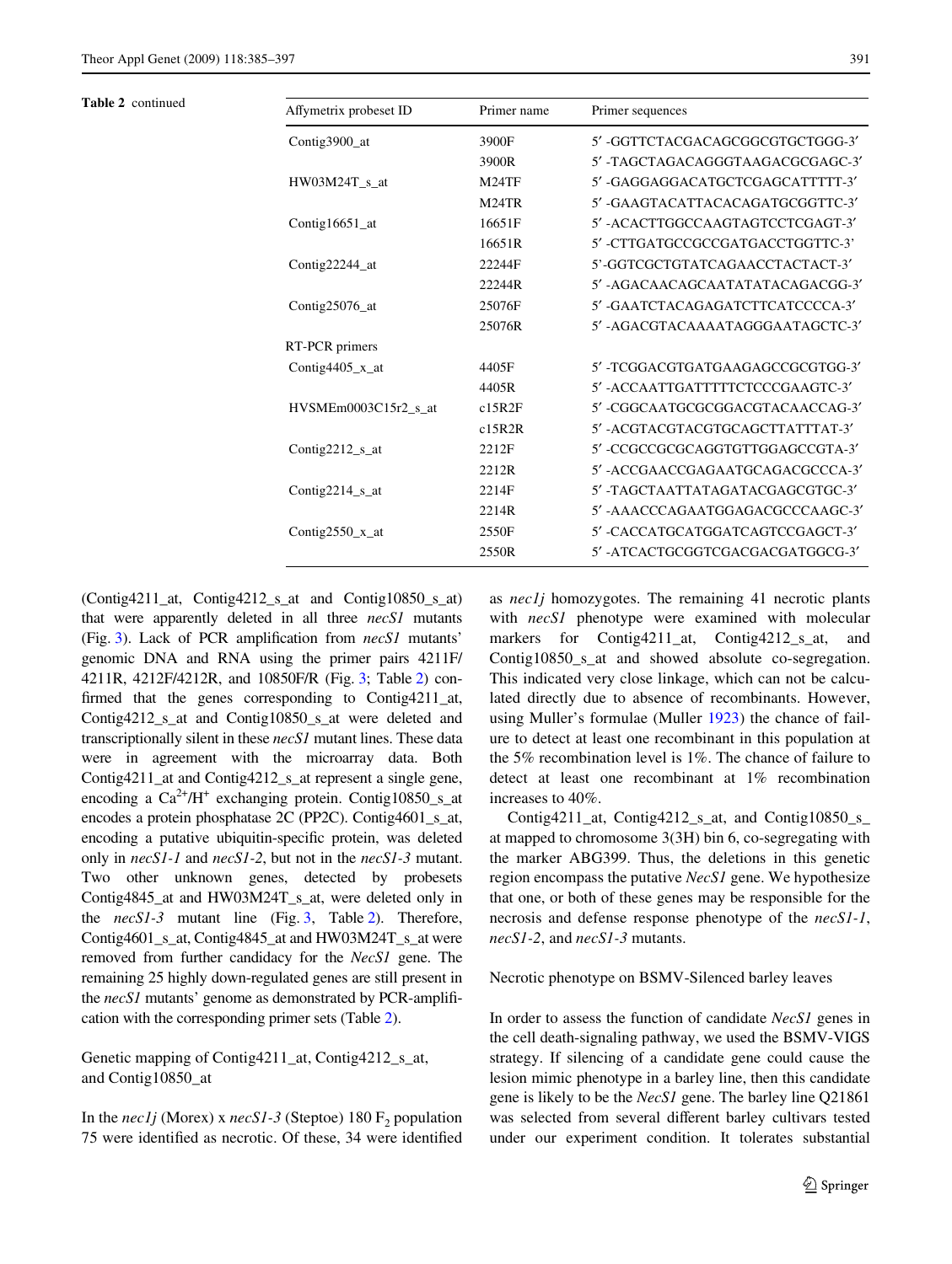**Table 2** continued

| Affymetrix probeset ID | Primer name | Primer sequences |
|---|---|---|
| Contig3900_at | 3900F | 5′ -GGTTCTACGACAGCGGCGTGCTGGG-3′ |
| | 3900R | 5′ -TAGCTAGACAGGGTAAGACGCGAGC-3′ |
| HW03M24T_s_at | M24TF | 5′ -GAGGAGGACATGCTCGAGCATTTTT-3′ |
| | M24TR | 5′ -GAAGTACATTACACAGATGCGGTTC-3′ |
| Contig16651_at | 16651F | 5′ -ACACTTGGCCAAGTAGTCCTCGAGT-3′ |
| | 16651R | 5′ -CTTGATGCCGCCGATGACCTGGTTC-3’ |
| Contig22244_at | 22244F | 5′-GGTCGCTGTATCAGAACCTACTACT-3′ |
| | 22244R | 5′ -AGACAACAGCAATATATACAGACGG-3′ |
| Contig25076_at | 25076F | 5′ -GAATCTACAGAGATCTTCATCCCCA-3′ |
| | 25076R | 5′ -AGACGTACAAAATAGGGAATAGCTC-3′ |
| RT-PCR primers | | |
| Contig4405_x_at | 4405F | 5′ -TCGGACGTGATGAAGAGCCGCGTGG-3′ |
| | 4405R | 5′ -ACCAATTGATTTTTCTCCCGAAGTC-3′ |
| HVSMEm0003C15r2_s_at | c15R2F | 5′ -CGGCAATGCGCGGACGTACAACCAG-3′ |
| | c15R2R | 5′ -ACGTACGTACGTGCAGCTTATTTAT-3′ |
| Contig2212_s_at | 2212F | 5′ -CCGCCGCGCAGGTGTTGGAGCCGTA-3′ |
| | 2212R | 5′ -ACCGAACCGAGAATGCAGACGCCCA-3′ |
| Contig2214_s_at | 2214F | 5′ -TAGCTAATTATAGATACGAGCGTGC-3′ |
| | 2214R | 5′ -AAACCCAGAATGGAGACGCCCAAGC-3′ |
| Contig2550_x_at | 2550F | 5′ -CACCATGCATGGATCAGTCCGAGCT-3′ |
| | 2550R | 5′ -ATCACTGCGGTCGACGACGATGGCG-3′ |

(Contig4211_at, Contig4212_s_at and Contig10850_s_at) that were apparently deleted in all three *necS1* mutants (Fig. 3). Lack of PCR amplification from *necS1* mutants' genomic DNA and RNA using the primer pairs 4211F/4211R, 4212F/4212R, and 10850F/R (Fig. 3; Table 2) confirmed that the genes corresponding to Contig4211_at, Contig4212_s_at and Contig10850_s_at were deleted and transcriptionally silent in these *necS1* mutant lines. These data were in agreement with the microarray data. Both Contig4211_at and Contig4212_s_at represent a single gene, encoding a $Ca^{2+}/H^{+}$ exchanging protein. Contig10850_s_at encodes a protein phosphatase 2C (PP2C). Contig4601_s_at, encoding a putative ubiquitin-specific protein, was deleted only in *necS1-1* and *necS1-2*, but not in the *necS1-3* mutant. Two other unknown genes, detected by probesets Contig4845_at and HW03M24T_s_at, were deleted only in the *necS1-3* mutant line (Fig. 3, Table 2). Therefore, Contig4601_s_at, Contig4845_at and HW03M24T_s_at were removed from further candidacy for the *NecS1* gene. The remaining 25 highly down-regulated genes are still present in the *necS1* mutants' genome as demonstrated by PCR-amplification with the corresponding primer sets (Table 2).

## Genetic mapping of Contig4211_at, Contig4212_s_at, and Contig10850_at

In the *nec1j* (Morex) x *necS1-3* (Steptoe) 180 $F_2$ population 75 were identified as necrotic. Of these, 34 were identified as *nec1j* homozygotes. The remaining 41 necrotic plants with *necS1* phenotype were examined with molecular markers for Contig4211_at, Contig4212_s_at, and Contig10850_s_at and showed absolute co-segregation. This indicated very close linkage, which can not be calculated directly due to absence of recombinants. However, using Muller's formulae (Muller 1923) the chance of failure to detect at least one recombinant in this population at the 5% recombination level is 1%. The chance of failure to detect at least one recombinant at 1% recombination increases to 40%.

Contig4211_at, Contig4212_s_at, and Contig10850_s_at mapped to chromosome 3(3H) bin 6, co-segregating with the marker ABG399. Thus, the deletions in this genetic region encompass the putative *NecS1* gene. We hypothesize that one, or both of these genes may be responsible for the necrosis and defense response phenotype of the *necS1-1*, *necS1-2*, and *necS1-3* mutants.

## Necrotic phenotype on BSMV-Silenced barley leaves

In order to assess the function of candidate *NecS1* genes in the cell death-signaling pathway, we used the BSMV-VIGS strategy. If silencing of a candidate gene could cause the lesion mimic phenotype in a barley line, then this candidate gene is likely to be the *NecS1* gene. The barley line Q21861 was selected from several different barley cultivars tested under our experiment condition. It tolerates substantial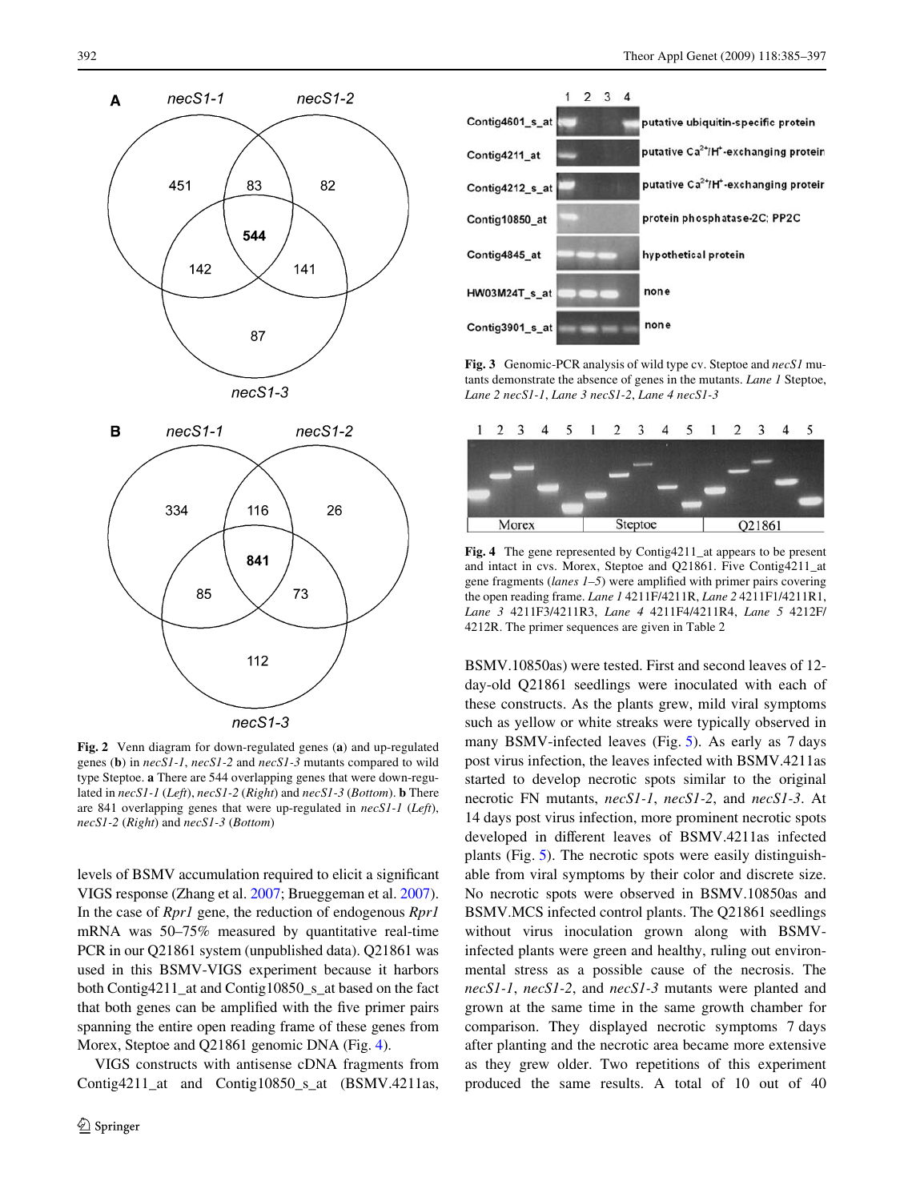Fig. 2 Venn diagram for down-regulated genes (**a**) and up-regulated genes (**b**) in *necS1-1*, *necS1-2* and *necS1-3* mutants compared to wild type Steptoe. **a** There are 544 overlapping genes that were down-regulated in *necS1-1* (*Left*), *necS1-2* (*Right*) and *necS1-3* (*Bottom*). **b** There are 841 overlapping genes that were up-regulated in *necS1-1* (*Left*), *necS1-2* (*Right*) and *necS1-3* (*Bottom*)

Fig. 3 Genomic-PCR analysis of wild type cv. Steptoe and *necS1* mutants demonstrate the absence of genes in the mutants. *Lane 1* Steptoe, *Lane 2* *necS1-1*, *Lane 3* *necS1-2*, *Lane 4* *necS1-3*

Fig. 4 The gene represented by Contig4211_at appears to be present and intact in cvs. Morex, Steptoe and Q21861. Five Contig4211_at gene fragments (*lanes 1–5*) were amplified with primer pairs covering the open reading frame. *Lane 1* 4211F/4211R, *Lane 2* 4211F1/4211R1, *Lane 3* 4211F3/4211R3, *Lane 4* 4211F4/4211R4, *Lane 5* 4212F/4212R. The primer sequences are given in Table 2

levels of BSMV accumulation required to elicit a significant VIGS response (Zhang et al. 2007; Brueggeman et al. 2007). In the case of *Rpr1* gene, the reduction of endogenous *Rpr1* mRNA was 50–75% measured by quantitative real-time PCR in our Q21861 system (unpublished data). Q21861 was used in this BSMV-VIGS experiment because it harbors both Contig4211_at and Contig10850_s_at based on the fact that both genes can be amplified with the five primer pairs spanning the entire open reading frame of these genes from Morex, Steptoe and Q21861 genomic DNA (Fig. 4).

VIGS constructs with antisense cDNA fragments from Contig4211_at and Contig10850_s_at (BSMV.4211as, BSMV.10850as) were tested. First and second leaves of 12-day-old Q21861 seedlings were inoculated with each of these constructs. As the plants grew, mild viral symptoms such as yellow or white streaks were typically observed in many BSMV-infected leaves (Fig. 5). As early as 7 days post virus infection, the leaves infected with BSMV.4211as started to develop necrotic spots similar to the original necrotic FN mutants, *necS1-1*, *necS1-2*, and *necS1-3*. At 14 days post virus infection, more prominent necrotic spots developed in different leaves of BSMV.4211as infected plants (Fig. 5). The necrotic spots were easily distinguishable from viral symptoms by their color and discrete size. No necrotic spots were observed in BSMV.10850as and BSMV.MCS infected control plants. The Q21861 seedlings without virus inoculation grown along with BSMV-infected plants were green and healthy, ruling out environmental stress as a possible cause of the necrosis. The *necS1-1*, *necS1-2*, and *necS1-3* mutants were planted and grown at the same time in the same growth chamber for comparison. They displayed necrotic symptoms 7 days after planting and the necrotic area became more extensive as they grew older. Two repetitions of this experiment produced the same results. A total of 10 out of 40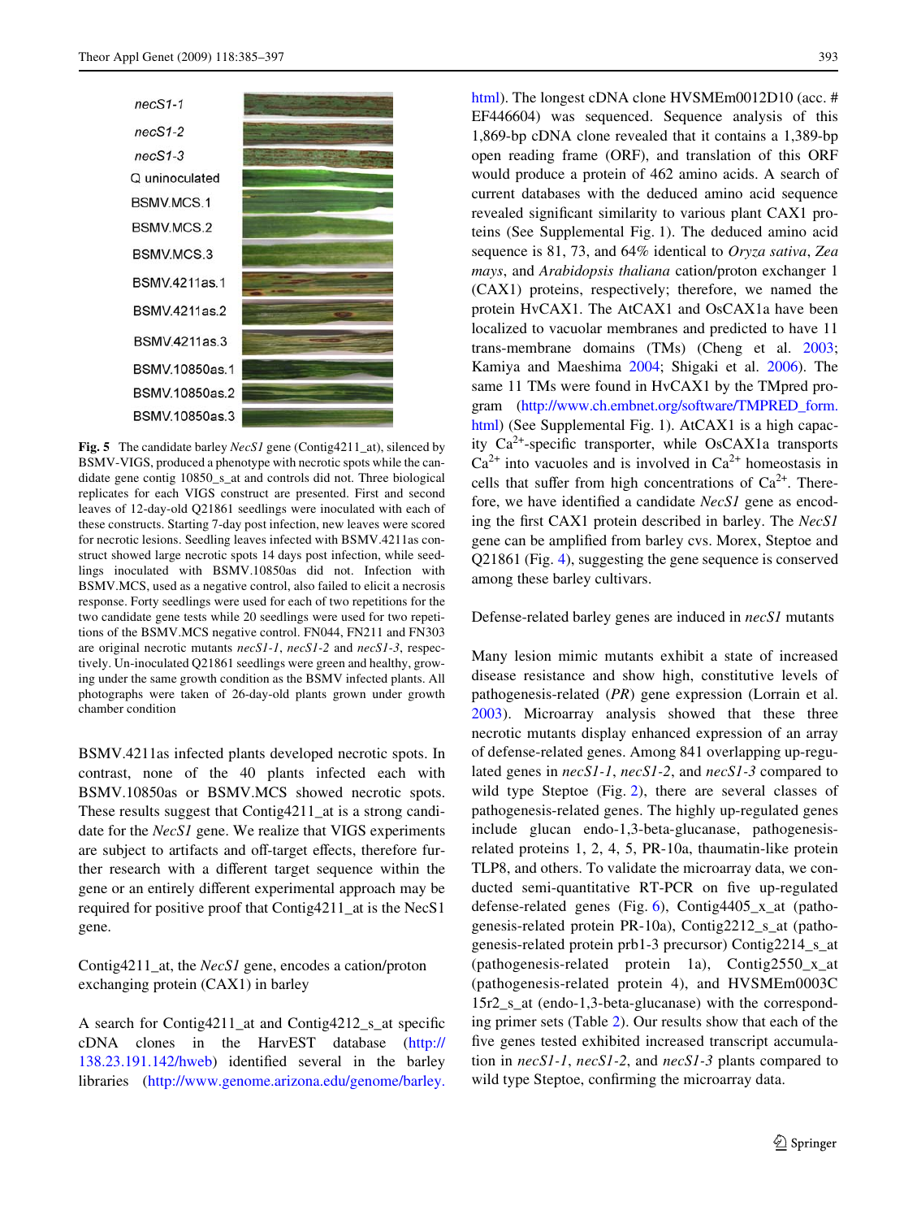**Fig. 5** The candidate barley *NecS1* gene (Contig4211_at), silenced by BSMV-VIGS, produced a phenotype with necrotic spots while the candidate gene contig 10850_s_at and controls did not. Three biological replicates for each VIGS construct are presented. First and second leaves of 12-day-old Q21861 seedlings were inoculated with each of these constructs. Starting 7-day post infection, new leaves were scored for necrotic lesions. Seedling leaves infected with BSMV.4211as construct showed large necrotic spots 14 days post infection, while seedlings inoculated with BSMV.10850as did not. Infection with BSMV.MCS, used as a negative control, also failed to elicit a necrosis response. Forty seedlings were used for each of two repetitions for the two candidate gene tests while 20 seedlings were used for two repetitions of the BSMV.MCS negative control. FN044, FN211 and FN303 are original necrotic mutants *necS1-1*, *necS1-2* and *necS1-3*, respectively. Un-inoculated Q21861 seedlings were green and healthy, growing under the same growth condition as the BSMV infected plants. All photographs were taken of 26-day-old plants grown under growth chamber condition

BSMV.4211as infected plants developed necrotic spots. In contrast, none of the 40 plants infected each with BSMV.10850as or BSMV.MCS showed necrotic spots. These results suggest that Contig4211_at is a strong candidate for the *NecS1* gene. We realize that VIGS experiments are subject to artifacts and off-target effects, therefore further research with a different target sequence within the gene or an entirely different experimental approach may be required for positive proof that Contig4211_at is the NecS1 gene.

## Contig4211_at, the *NecS1* gene, encodes a cation/proton exchanging protein (CAX1) in barley

A search for Contig4211_at and Contig4212_s_at specific cDNA clones in the HarvEST database (http://138.23.191.142/hweb) identified several in the barley libraries (http://www.genome.arizona.edu/genome/barley.html). The longest cDNA clone HVSMEm0012D10 (acc. # EF446604) was sequenced. Sequence analysis of this 1,869-bp cDNA clone revealed that it contains a 1,389-bp open reading frame (ORF), and translation of this ORF would produce a protein of 462 amino acids. A search of current databases with the deduced amino acid sequence revealed significant similarity to various plant CAX1 proteins (See Supplemental Fig. 1). The deduced amino acid sequence is 81, 73, and 64% identical to *Oryza sativa*, *Zea mays*, and *Arabidopsis thaliana* cation/proton exchanger 1 (CAX1) proteins, respectively; therefore, we named the protein HvCAX1. The AtCAX1 and OsCAX1a have been localized to vacuolar membranes and predicted to have 11 trans-membrane domains (TMs) (Cheng et al. 2003; Kamiya and Maeshima 2004; Shigaki et al. 2006). The same 11 TMs were found in HvCAX1 by the TMpred program (http://www.ch.embnet.org/software/TMPRED_form.html) (See Supplemental Fig. 1). AtCAX1 is a high capacity $Ca^{2+}$-specific transporter, while OsCAX1a transports $Ca^{2+}$ into vacuoles and is involved in $Ca^{2+}$ homeostasis in cells that suffer from high concentrations of $Ca^{2+}$. Therefore, we have identified a candidate *NecS1* gene as encoding the first CAX1 protein described in barley. The *NecS1* gene can be amplified from barley cvs. Morex, Steptoe and Q21861 (Fig. 4), suggesting the gene sequence is conserved among these barley cultivars.

## Defense-related barley genes are induced in *necS1* mutants

Many lesion mimic mutants exhibit a state of increased disease resistance and show high, constitutive levels of pathogenesis-related (*PR*) gene expression (Lorrain et al. 2003). Microarray analysis showed that these three necrotic mutants display enhanced expression of an array of defense-related genes. Among 841 overlapping up-regulated genes in *necS1-1*, *necS1-2*, and *necS1-3* compared to wild type Steptoe (Fig. 2), there are several classes of pathogenesis-related genes. The highly up-regulated genes include glucan endo-1,3-beta-glucanase, pathogenesis-related proteins 1, 2, 4, 5, PR-10a, thaumatin-like protein TLP8, and others. To validate the microarray data, we conducted semi-quantitative RT-PCR on five up-regulated defense-related genes (Fig. 6), Contig4405_x_at (pathogenesis-related protein PR-10a), Contig2212_s_at (pathogenesis-related protein prb1-3 precursor) Contig2214_s_at (pathogenesis-related protein 1a), Contig2550_x_at (pathogenesis-related protein 4), and HVSMEm0003C15r2_s_at (endo-1,3-beta-glucanase) with the corresponding primer sets (Table 2). Our results show that each of the five genes tested exhibited increased transcript accumulation in *necS1-1*, *necS1-2*, and *necS1-3* plants compared to wild type Steptoe, confirming the microarray data.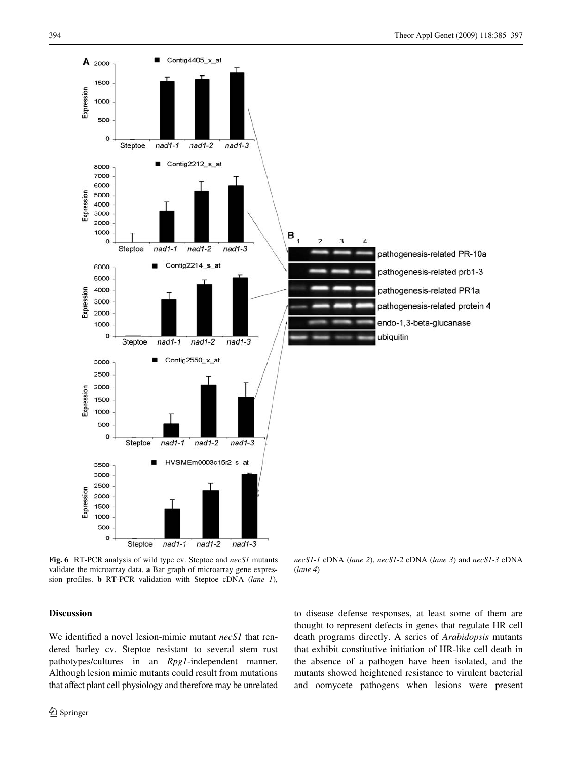**Fig. 6** RT-PCR analysis of wild type cv. Steptoe and *necS1* mutants validate the microarray data. **a** Bar graph of microarray gene expression profiles. **b** RT-PCR validation with Steptoe cDNA (*lane 1*), *necS1-1* cDNA (*lane 2*), *necS1-2* cDNA (*lane 3*) and *necS1-3* cDNA (*lane 4*)

## Discussion

We identified a novel lesion-mimic mutant *necS1* that rendered barley cv. Steptoe resistant to several stem rust pathotypes/cultures in an *Rpg1*-independent manner. Although lesion mimic mutants could result from mutations that affect plant cell physiology and therefore may be unrelated to disease defense responses, at least some of them are thought to represent defects in genes that regulate HR cell death programs directly. A series of *Arabidopsis* mutants that exhibit constitutive initiation of HR-like cell death in the absence of a pathogen have been isolated, and the mutants showed heightened resistance to virulent bacterial and oomycete pathogens when lesions were present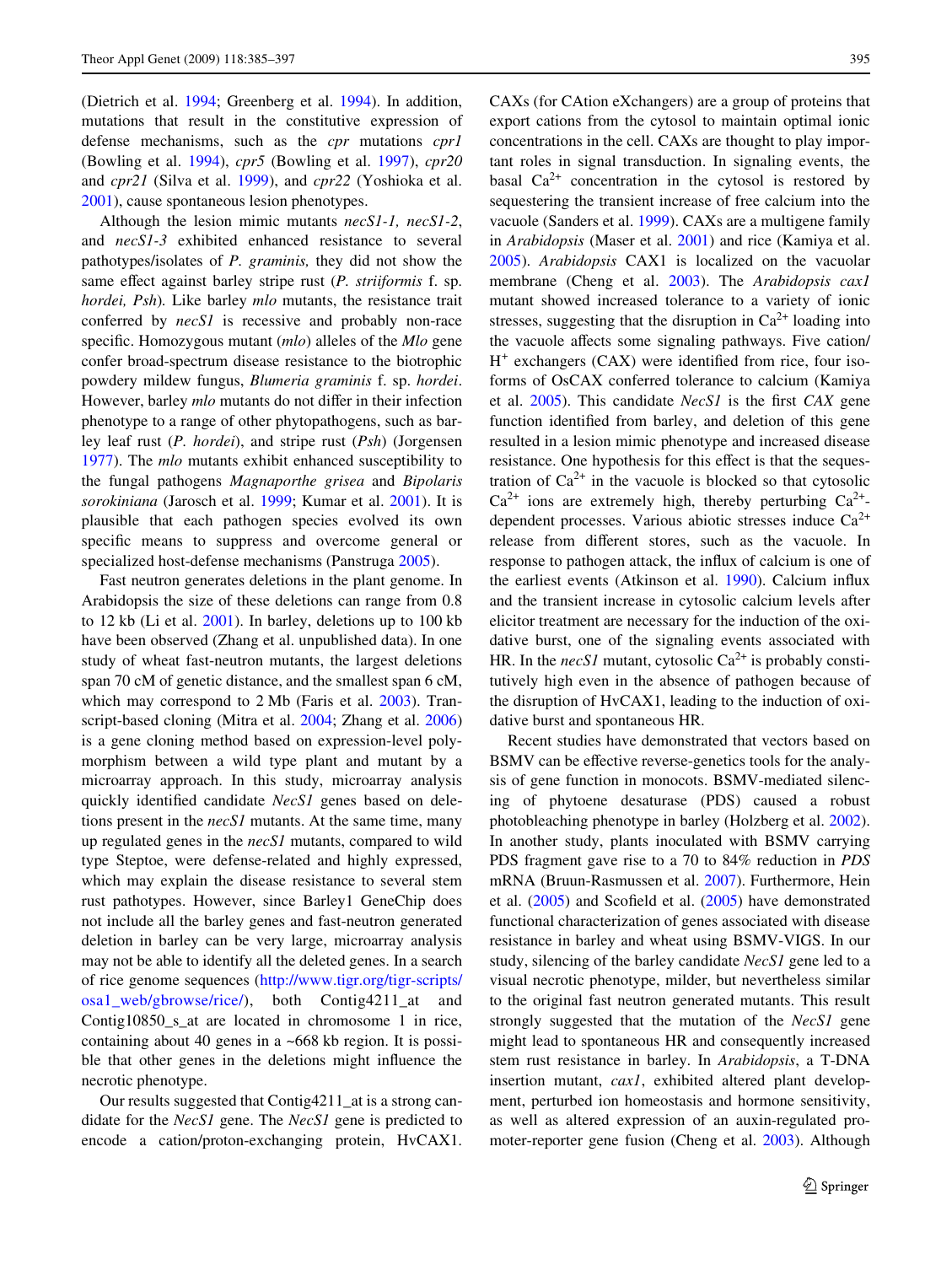(Dietrich et al. 1994; Greenberg et al. 1994). In addition, mutations that result in the constitutive expression of defense mechanisms, such as the *cpr* mutations *cpr1* (Bowling et al. 1994), *cpr5* (Bowling et al. 1997), *cpr20* and *cpr21* (Silva et al. 1999), and *cpr22* (Yoshioka et al. 2001), cause spontaneous lesion phenotypes.

Although the lesion mimic mutants *necS1-1, necS1-2*, and *necS1-3* exhibited enhanced resistance to several pathotypes/isolates of *P. graminis,* they did not show the same effect against barley stripe rust (*P. striiformis* f. sp. *hordei, Psh*). Like barley *mlo* mutants, the resistance trait conferred by *necS1* is recessive and probably non-race specific. Homozygous mutant (*mlo*) alleles of the *Mlo* gene confer broad-spectrum disease resistance to the biotrophic powdery mildew fungus, *Blumeria graminis* f. sp. *hordei*. However, barley *mlo* mutants do not differ in their infection phenotype to a range of other phytopathogens, such as barley leaf rust (*P. hordei*), and stripe rust (*Psh*) (Jorgensen 1977). The *mlo* mutants exhibit enhanced susceptibility to the fungal pathogens *Magnaporthe grisea* and *Bipolaris sorokiniana* (Jarosch et al. 1999; Kumar et al. 2001). It is plausible that each pathogen species evolved its own specific means to suppress and overcome general or specialized host-defense mechanisms (Panstruga 2005).

Fast neutron generates deletions in the plant genome. In Arabidopsis the size of these deletions can range from 0.8 to 12 kb (Li et al. 2001). In barley, deletions up to 100 kb have been observed (Zhang et al. unpublished data). In one study of wheat fast-neutron mutants, the largest deletions span 70 cM of genetic distance, and the smallest span 6 cM, which may correspond to 2 Mb (Faris et al. 2003). Transcript-based cloning (Mitra et al. 2004; Zhang et al. 2006) is a gene cloning method based on expression-level polymorphism between a wild type plant and mutant by a microarray approach. In this study, microarray analysis quickly identified candidate *NecS1* genes based on deletions present in the *necS1* mutants. At the same time, many up regulated genes in the *necS1* mutants, compared to wild type Steptoe, were defense-related and highly expressed, which may explain the disease resistance to several stem rust pathotypes. However, since Barley1 GeneChip does not include all the barley genes and fast-neutron generated deletion in barley can be very large, microarray analysis may not be able to identify all the deleted genes. In a search of rice genome sequences (http://www.tigr.org/tigr-scripts/osa1_web/gbrowse/rice/), both Contig4211_at and Contig10850_s_at are located in chromosome 1 in rice, containing about 40 genes in a ~668 kb region. It is possible that other genes in the deletions might influence the necrotic phenotype.

Our results suggested that Contig4211_at is a strong candidate for the *NecS1* gene. The *NecS1* gene is predicted to encode a cation/proton-exchanging protein, HvCAX1. CAXs (for CAtion eXchangers) are a group of proteins that export cations from the cytosol to maintain optimal ionic concentrations in the cell. CAXs are thought to play important roles in signal transduction. In signaling events, the basal $Ca^{2+}$ concentration in the cytosol is restored by sequestering the transient increase of free calcium into the vacuole (Sanders et al. 1999). CAXs are a multigene family in *Arabidopsis* (Maser et al. 2001) and rice (Kamiya et al. 2005). *Arabidopsis* CAX1 is localized on the vacuolar membrane (Cheng et al. 2003). The *Arabidopsis cax1* mutant showed increased tolerance to a variety of ionic stresses, suggesting that the disruption in $Ca^{2+}$ loading into the vacuole affects some signaling pathways. Five cation/$H^+$ exchangers (CAX) were identified from rice, four isoforms of OsCAX conferred tolerance to calcium (Kamiya et al. 2005). This candidate *NecS1* is the first *CAX* gene function identified from barley, and deletion of this gene resulted in a lesion mimic phenotype and increased disease resistance. One hypothesis for this effect is that the sequestration of $Ca^{2+}$ in the vacuole is blocked so that cytosolic $Ca^{2+}$ ions are extremely high, thereby perturbing $Ca^{2+}$-dependent processes. Various abiotic stresses induce $Ca^{2+}$ release from different stores, such as the vacuole. In response to pathogen attack, the influx of calcium is one of the earliest events (Atkinson et al. 1990). Calcium influx and the transient increase in cytosolic calcium levels after elicitor treatment are necessary for the induction of the oxidative burst, one of the signaling events associated with HR. In the *necS1* mutant, cytosolic $Ca^{2+}$ is probably constitutively high even in the absence of pathogen because of the disruption of HvCAX1, leading to the induction of oxidative burst and spontaneous HR.

Recent studies have demonstrated that vectors based on BSMV can be effective reverse-genetics tools for the analysis of gene function in monocots. BSMV-mediated silencing of phytoene desaturase (PDS) caused a robust photobleaching phenotype in barley (Holzberg et al. 2002). In another study, plants inoculated with BSMV carrying PDS fragment gave rise to a 70 to 84% reduction in *PDS* mRNA (Bruun-Rasmussen et al. 2007). Furthermore, Hein et al. (2005) and Scofield et al. (2005) have demonstrated functional characterization of genes associated with disease resistance in barley and wheat using BSMV-VIGS. In our study, silencing of the barley candidate *NecS1* gene led to a visual necrotic phenotype, milder, but nevertheless similar to the original fast neutron generated mutants. This result strongly suggested that the mutation of the *NecS1* gene might lead to spontaneous HR and consequently increased stem rust resistance in barley. In *Arabidopsis*, a T-DNA insertion mutant, *cax1*, exhibited altered plant development, perturbed ion homeostasis and hormone sensitivity, as well as altered expression of an auxin-regulated promoter-reporter gene fusion (Cheng et al. 2003). Although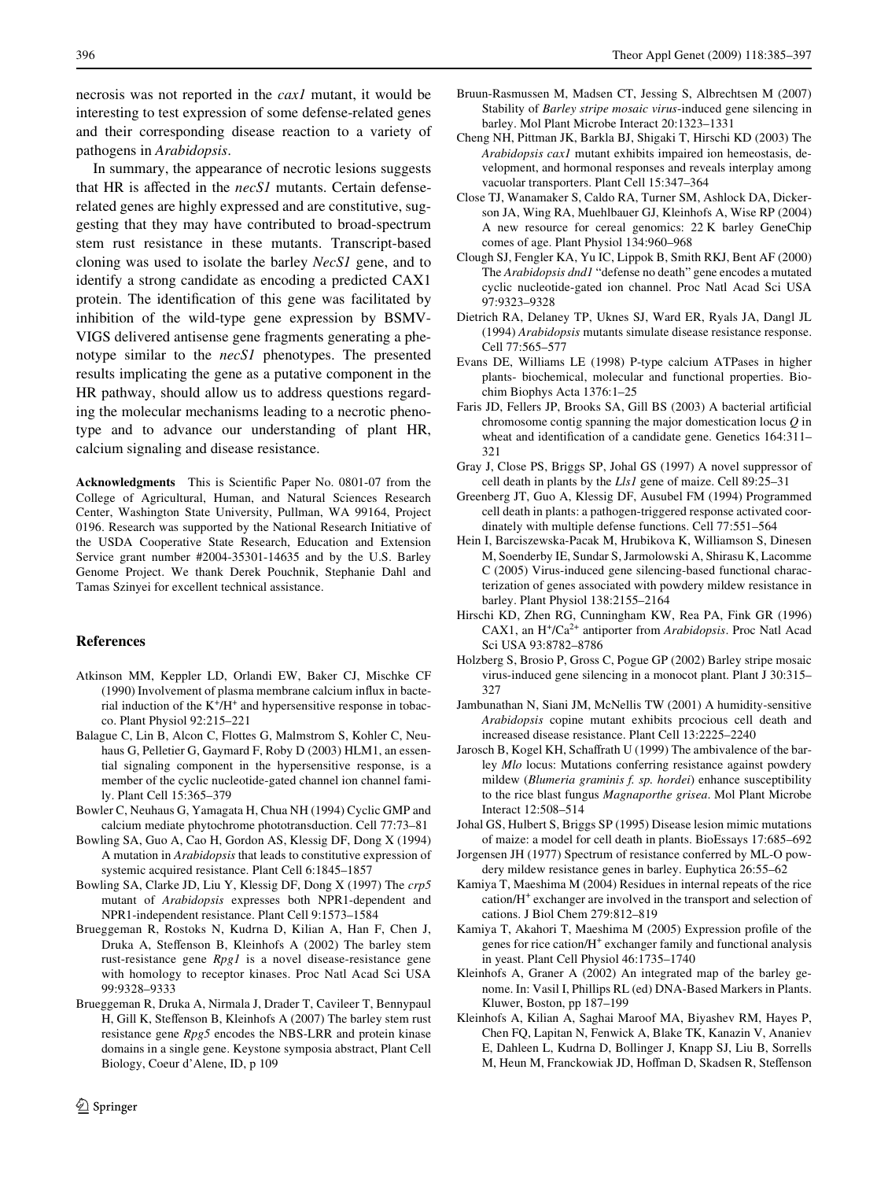necrosis was not reported in the *cax1* mutant, it would be interesting to test expression of some defense-related genes and their corresponding disease reaction to a variety of pathogens in *Arabidopsis*.

In summary, the appearance of necrotic lesions suggests that HR is affected in the *necS1* mutants. Certain defense-related genes are highly expressed and are constitutive, suggesting that they may have contributed to broad-spectrum stem rust resistance in these mutants. Transcript-based cloning was used to isolate the barley *NecS1* gene, and to identify a strong candidate as encoding a predicted CAX1 protein. The identification of this gene was facilitated by inhibition of the wild-type gene expression by BSMV-VIGS delivered antisense gene fragments generating a phenotype similar to the *necS1* phenotypes. The presented results implicating the gene as a putative component in the HR pathway, should allow us to address questions regarding the molecular mechanisms leading to a necrotic phenotype and to advance our understanding of plant HR, calcium signaling and disease resistance.

**Acknowledgments** This is Scientific Paper No. 0801-07 from the College of Agricultural, Human, and Natural Sciences Research Center, Washington State University, Pullman, WA 99164, Project 0196. Research was supported by the National Research Initiative of the USDA Cooperative State Research, Education and Extension Service grant number #2004-35301-14635 and by the U.S. Barley Genome Project. We thank Derek Pouchnik, Stephanie Dahl and Tamas Szinyei for excellent technical assistance.

## References

- Atkinson MM, Keppler LD, Orlandi EW, Baker CJ, Mischke CF (1990) Involvement of plasma membrane calcium influx in bacterial induction of the $K^+/H^+$ and hypersensitive response in tobacco. Plant Physiol 92:215–221
- Balague C, Lin B, Alcon C, Flottes G, Malmstrom S, Kohler C, Neuhaus G, Pelletier G, Gaymard F, Roby D (2003) HLM1, an essential signaling component in the hypersensitive response, is a member of the cyclic nucleotide-gated channel ion channel family. Plant Cell 15:365–379
- Bowler C, Neuhaus G, Yamagata H, Chua NH (1994) Cyclic GMP and calcium mediate phytochrome phototransduction. Cell 77:73–81
- Bowling SA, Guo A, Cao H, Gordon AS, Klessig DF, Dong X (1994) A mutation in *Arabidopsis* that leads to constitutive expression of systemic acquired resistance. Plant Cell 6:1845–1857
- Bowling SA, Clarke JD, Liu Y, Klessig DF, Dong X (1997) The *crp5* mutant of *Arabidopsis* expresses both NPR1-dependent and NPR1-independent resistance. Plant Cell 9:1573–1584
- Brueggeman R, Rostoks N, Kudrna D, Kilian A, Han F, Chen J, Druka A, Steffenson B, Kleinhofs A (2002) The barley stem rust-resistance gene *Rpg1* is a novel disease-resistance gene with homology to receptor kinases. Proc Natl Acad Sci USA 99:9328–9333
- Brueggeman R, Druka A, Nirmala J, Drader T, Cavileer T, Bennypaul H, Gill K, Steffenson B, Kleinhofs A (2007) The barley stem rust resistance gene *Rpg5* encodes the NBS-LRR and protein kinase domains in a single gene. Keystone symposia abstract, Plant Cell Biology, Coeur d'Alene, ID, p 109
- Bruun-Rasmussen M, Madsen CT, Jessing S, Albrechtsen M (2007) Stability of *Barley stripe mosaic virus*-induced gene silencing in barley. Mol Plant Microbe Interact 20:1323–1331
- Cheng NH, Pittman JK, Barkla BJ, Shigaki T, Hirschi KD (2003) The *Arabidopsis cax1* mutant exhibits impaired ion hemeostasis, development, and hormonal responses and reveals interplay among vacuolar transporters. Plant Cell 15:347–364
- Close TJ, Wanamaker S, Caldo RA, Turner SM, Ashlock DA, Dickerson JA, Wing RA, Muehlbauer GJ, Kleinhofs A, Wise RP (2004) A new resource for cereal genomics: 22 K barley GeneChip comes of age. Plant Physiol 134:960–968
- Clough SJ, Fengler KA, Yu IC, Lippok B, Smith RKJ, Bent AF (2000) The *Arabidopsis dnd1* "defense no death" gene encodes a mutated cyclic nucleotide-gated ion channel. Proc Natl Acad Sci USA 97:9323–9328
- Dietrich RA, Delaney TP, Uknes SJ, Ward ER, Ryals JA, Dangl JL (1994) *Arabidopsis* mutants simulate disease resistance response. Cell 77:565–577
- Evans DE, Williams LE (1998) P-type calcium ATPases in higher plants- biochemical, molecular and functional properties. Biochim Biophys Acta 1376:1–25
- Faris JD, Fellers JP, Brooks SA, Gill BS (2003) A bacterial artificial chromosome contig spanning the major domestication locus *Q* in wheat and identification of a candidate gene. Genetics 164:311–321
- Gray J, Close PS, Briggs SP, Johal GS (1997) A novel suppressor of cell death in plants by the *Lls1* gene of maize. Cell 89:25–31
- Greenberg JT, Guo A, Klessig DF, Ausubel FM (1994) Programmed cell death in plants: a pathogen-triggered response activated coordinately with multiple defense functions. Cell 77:551–564
- Hein I, Barciszewska-Pacak M, Hrubikova K, Williamson S, Dinesen M, Soenderby IE, Sundar S, Jarmolowski A, Shirasu K, Lacomme C (2005) Virus-induced gene silencing-based functional characterization of genes associated with powdery mildew resistance in barley. Plant Physiol 138:2155–2164
- Hirschi KD, Zhen RG, Cunningham KW, Rea PA, Fink GR (1996) CAX1, an $H^+/Ca^{2+}$ antiporter from *Arabidopsis*. Proc Natl Acad Sci USA 93:8782–8786
- Holzberg S, Brosio P, Gross C, Pogue GP (2002) Barley stripe mosaic virus-induced gene silencing in a monocot plant. Plant J 30:315–327
- Jambunathan N, Siani JM, McNellis TW (2001) A humidity-sensitive *Arabidopsis* copine mutant exhibits prcocious cell death and increased disease resistance. Plant Cell 13:2225–2240
- Jarosch B, Kogel KH, Schaffrath U (1999) The ambivalence of the barley *Mlo* locus: Mutations conferring resistance against powdery mildew (*Blumeria graminis f. sp. hordei*) enhance susceptibility to the rice blast fungus *Magnaporthe grisea*. Mol Plant Microbe Interact 12:508–514
- Johal GS, Hulbert S, Briggs SP (1995) Disease lesion mimic mutations of maize: a model for cell death in plants. BioEssays 17:685–692
- Jorgensen JH (1977) Spectrum of resistance conferred by ML-O powdery mildew resistance genes in barley. Euphytica 26:55–62
- Kamiya T, Maeshima M (2004) Residues in internal repeats of the rice cation/$H^+$ exchanger are involved in the transport and selection of cations. J Biol Chem 279:812–819
- Kamiya T, Akahori T, Maeshima M (2005) Expression profile of the genes for rice cation/$H^+$ exchanger family and functional analysis in yeast. Plant Cell Physiol 46:1735–1740
- Kleinhofs A, Graner A (2002) An integrated map of the barley genome. In: Vasil I, Phillips RL (ed) DNA-Based Markers in Plants. Kluwer, Boston, pp 187–199
- Kleinhofs A, Kilian A, Saghai Maroof MA, Biyashev RM, Hayes P, Chen FQ, Lapitan N, Fenwick A, Blake TK, Kanazin V, Ananiev E, Dahleen L, Kudrna D, Bollinger J, Knapp SJ, Liu B, Sorrells M, Heun M, Franckowiak JD, Hoffman D, Skadsen R, Steffenson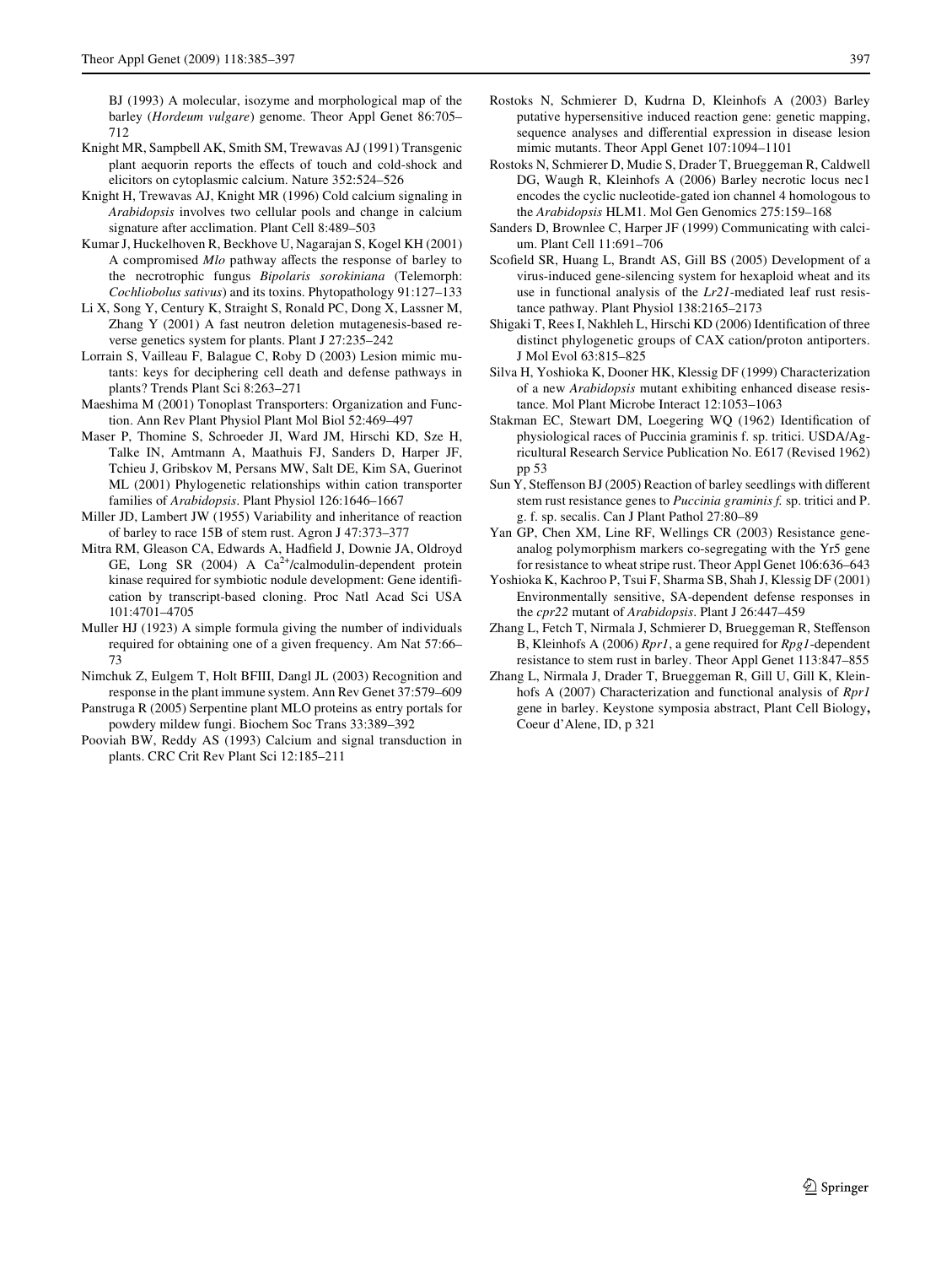BJ (1993) A molecular, isozyme and morphological map of the barley (*Hordeum vulgare*) genome. Theor Appl Genet 86:705–712

Knight MR, Sampbell AK, Smith SM, Trewavas AJ (1991) Transgenic plant aequorin reports the effects of touch and cold-shock and elicitors on cytoplasmic calcium. Nature 352:524–526

Knight H, Trewavas AJ, Knight MR (1996) Cold calcium signaling in *Arabidopsis* involves two cellular pools and change in calcium signature after acclimation. Plant Cell 8:489–503

Kumar J, Huckelhoven R, Beckhove U, Nagarajan S, Kogel KH (2001) A compromised *Mlo* pathway affects the response of barley to the necrotrophic fungus *Bipolaris sorokiniana* (Telemorph: *Cochliobolus sativus*) and its toxins. Phytopathology 91:127–133

Li X, Song Y, Century K, Straight S, Ronald PC, Dong X, Lassner M, Zhang Y (2001) A fast neutron deletion mutagenesis-based reverse genetics system for plants. Plant J 27:235–242

Lorrain S, Vailleau F, Balague C, Roby D (2003) Lesion mimic mutants: keys for deciphering cell death and defense pathways in plants? Trends Plant Sci 8:263–271

Maeshima M (2001) Tonoplast Transporters: Organization and Function. Ann Rev Plant Physiol Plant Mol Biol 52:469–497

Maser P, Thomine S, Schroeder JI, Ward JM, Hirschi KD, Sze H, Talke IN, Amtmann A, Maathuis FJ, Sanders D, Harper JF, Tchieu J, Gribskov M, Persans MW, Salt DE, Kim SA, Guerinot ML (2001) Phylogenetic relationships within cation transporter families of *Arabidopsis*. Plant Physiol 126:1646–1667

Miller JD, Lambert JW (1955) Variability and inheritance of reaction of barley to race 15B of stem rust. Agron J 47:373–377

Mitra RM, Gleason CA, Edwards A, Hadfield J, Downie JA, Oldroyd GE, Long SR (2004) A $Ca^{2+}$/calmodulin-dependent protein kinase required for symbiotic nodule development: Gene identification by transcript-based cloning. Proc Natl Acad Sci USA 101:4701–4705

Muller HJ (1923) A simple formula giving the number of individuals required for obtaining one of a given frequency. Am Nat 57:66–73

Nimchuk Z, Eulgem T, Holt BFIII, Dangl JL (2003) Recognition and response in the plant immune system. Ann Rev Genet 37:579–609

Panstruga R (2005) Serpentine plant MLO proteins as entry portals for powdery mildew fungi. Biochem Soc Trans 33:389–392

Pooviah BW, Reddy AS (1993) Calcium and signal transduction in plants. CRC Crit Rev Plant Sci 12:185–211

Rostoks N, Schmierer D, Kudrna D, Kleinhofs A (2003) Barley putative hypersensitive induced reaction gene: genetic mapping, sequence analyses and differential expression in disease lesion mimic mutants. Theor Appl Genet 107:1094–1101

Rostoks N, Schmierer D, Mudie S, Drader T, Brueggeman R, Caldwell DG, Waugh R, Kleinhofs A (2006) Barley necrotic locus nec1 encodes the cyclic nucleotide-gated ion channel 4 homologous to the *Arabidopsis* HLM1. Mol Gen Genomics 275:159–168

Sanders D, Brownlee C, Harper JF (1999) Communicating with calcium. Plant Cell 11:691–706

Scofield SR, Huang L, Brandt AS, Gill BS (2005) Development of a virus-induced gene-silencing system for hexaploid wheat and its use in functional analysis of the *Lr21*-mediated leaf rust resistance pathway. Plant Physiol 138:2165–2173

Shigaki T, Rees I, Nakhleh L, Hirschi KD (2006) Identification of three distinct phylogenetic groups of CAX cation/proton antiporters. J Mol Evol 63:815–825

Silva H, Yoshioka K, Dooner HK, Klessig DF (1999) Characterization of a new *Arabidopsis* mutant exhibiting enhanced disease resistance. Mol Plant Microbe Interact 12:1053–1063

Stakman EC, Stewart DM, Loegering WQ (1962) Identification of physiological races of Puccinia graminis f. sp. tritici. USDA/Agricultural Research Service Publication No. E617 (Revised 1962) pp 53

Sun Y, Steffenson BJ (2005) Reaction of barley seedlings with different stem rust resistance genes to *Puccinia graminis f.* sp. tritici and P. g. f. sp. secalis. Can J Plant Pathol 27:80–89

Yan GP, Chen XM, Line RF, Wellings CR (2003) Resistance gene-analog polymorphism markers co-segregating with the Yr5 gene for resistance to wheat stripe rust. Theor Appl Genet 106:636–643

Yoshioka K, Kachroo P, Tsui F, Sharma SB, Shah J, Klessig DF (2001) Environmentally sensitive, SA-dependent defense responses in the *cpr22* mutant of *Arabidopsis*. Plant J 26:447–459

Zhang L, Fetch T, Nirmala J, Schmierer D, Brueggeman R, Steffenson B, Kleinhofs A (2006) *Rpr1*, a gene required for *Rpg1*-dependent resistance to stem rust in barley. Theor Appl Genet 113:847–855

Zhang L, Nirmala J, Drader T, Brueggeman R, Gill U, Gill K, Kleinhofs A (2007) Characterization and functional analysis of *Rpr1* gene in barley. Keystone symposia abstract, Plant Cell Biology, Coeur d'Alene, ID, p 321